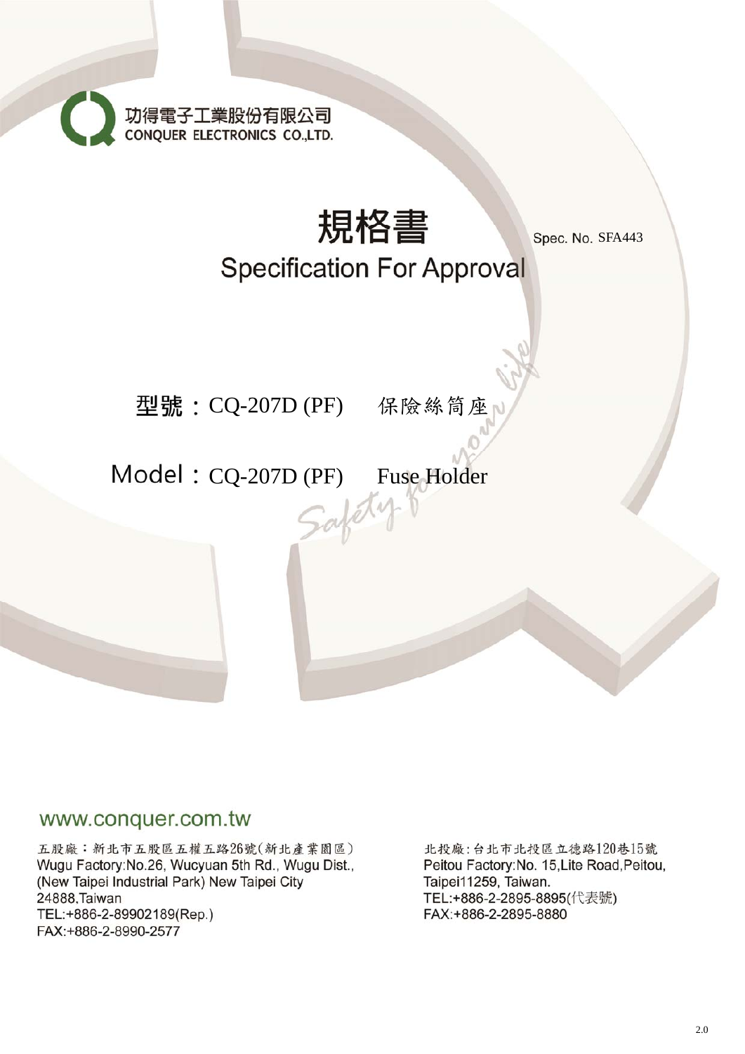功得電子工業股份有限公司
CONQUER ELECTRONICS CO.,LTD.

# 規格書

# Specification For Approval

Spec. No. SFA443

型號：CQ-207D (PF)　保險絲筒座

Model：CQ-207D (PF)　Fuse Holder

Safety for your life

www.conquer.com.tw

五股廠：新北市五股區五權五路26號(新北產業園區)
Wugu Factory:No.26, Wucyuan 5th Rd., Wugu Dist., (New Taipei Industrial Park) New Taipei City 24888,Taiwan
TEL:+886-2-89902189(Rep.)
FAX:+886-2-8990-2577

北投廠：台北市北投區立德路120巷15號
Peitou Factory:No. 15,Lite Road,Peitou, Taipei11259, Taiwan.
TEL:+886-2-2895-8895(代表號)
FAX:+886-2-2895-8880

2.0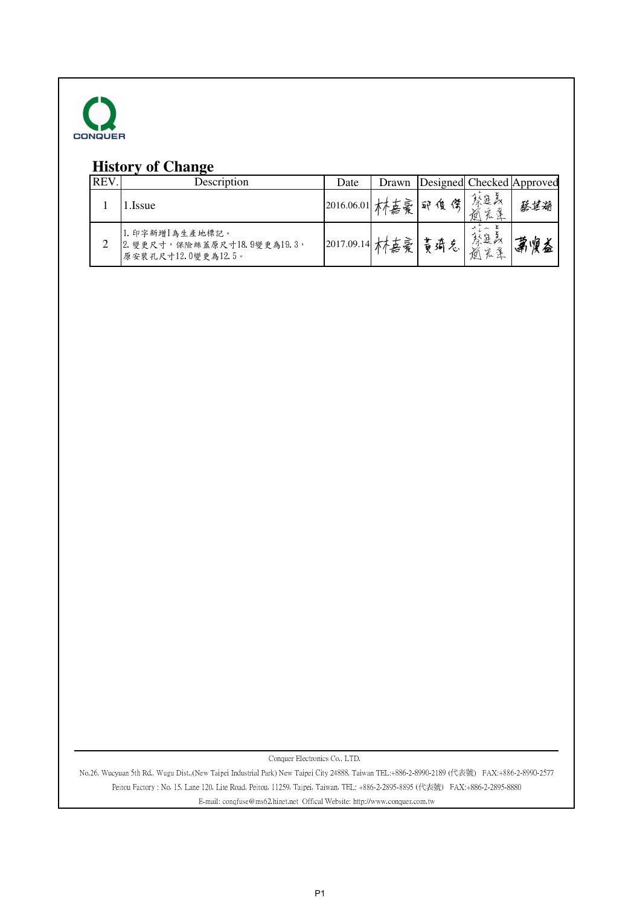CONQUER

## History of Change

| REV. | Description | Date | Drawn | Designed | Checked | Approved |
|---|---|---|---|---|---|---|
| 1 | 1.Issue | 2016.06.01 | 林嘉豪 | 邱俊傑 | 蔡進義 趙宏達 | 蔡其湖 |
| 2 | 1. 印字新增I為生產地標記。<br>2. 變更尺寸，保險絲蓋原尺寸18.9變更為19.3，原安裝孔尺寸12.0變更為12.5。 | 2017.09.14 | 林嘉豪 | 黃琦志 | 蔡進義 趙宏達 | 萬順益 |

Conquer Electronics Co., LTD.

No.26, Wucyuan 5th Rd., Wugu Dist.,(New Taipei Industrial Park) New Taipei City 24888, Taiwan TEL:+886-2-8990-2189 (代表號) FAX:+886-2-8990-2577

Peitou Factory : No. 15, Lane 120, Lite Road, Peitou, 11259, Taipei, Taiwan, TEL: +886-2-2895-8895 (代表號) FAX:+886-2-2895-8880

E-mail: conqfuse@ms62.hinet.net Offical Website: http://www.conquer.com.tw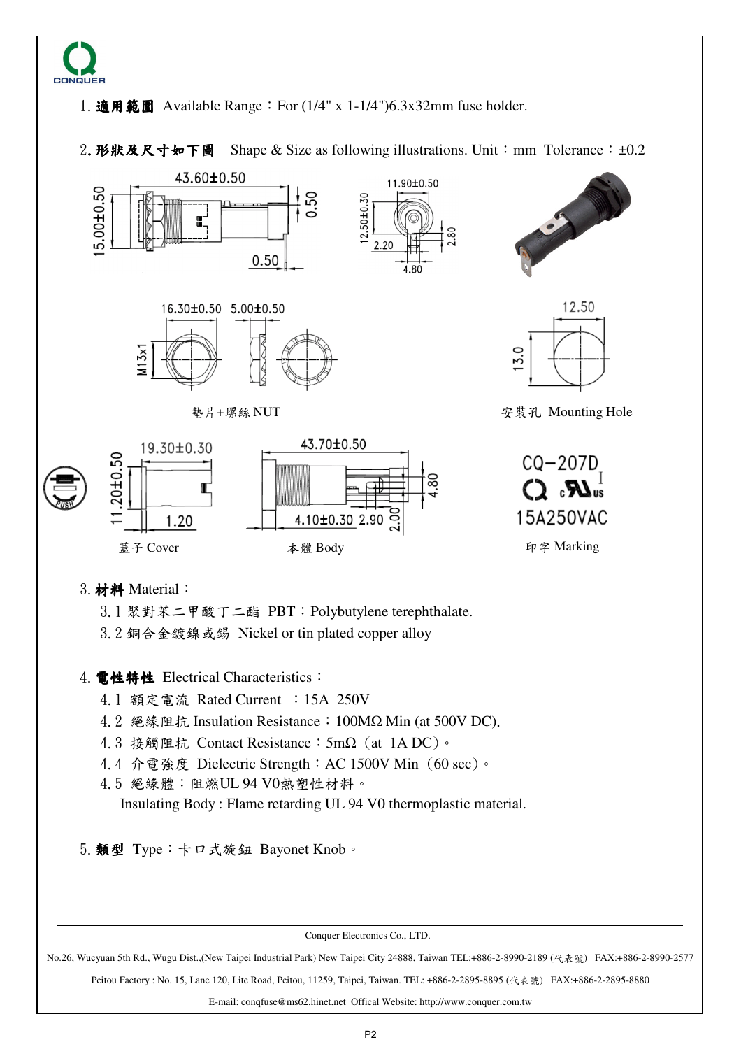CONQUER

1. **適用範圍** Available Range：For (1/4" x 1-1/4")6.3x32mm fuse holder.

2. **形狀及尺寸如下圖** Shape & Size as following illustrations. Unit：mm Tolerance：±0.2

43.60±0.50  15.00±0.50  0.50  0.50

11.90±0.50  12.50±0.30  2.20  2.80  4.80

16.30±0.50  5.00±0.50  M13x1

墊片+螺絲 NUT

12.50  13.0

安裝孔 Mounting Hole

19.30±0.30  11.20±0.50  1.20

蓋子 Cover

43.70±0.50  4.10±0.30  2.90  2.00  4.80

本體 Body

CQ-207D
15A250VAC

印字 Marking

3. **材料** Material：
   3.1 聚對苯二甲酸丁二酯 PBT：Polybutylene terephthalate.
   3.2 銅合金鍍鎳或錫 Nickel or tin plated copper alloy

4. **電性特性** Electrical Characteristics：
   4.1 額定電流 Rated Current ：15A 250V
   4.2 絕緣阻抗 Insulation Resistance：100MΩ Min (at 500V DC).
   4.3 接觸阻抗 Contact Resistance：5mΩ（at 1A DC）。
   4.4 介電強度 Dielectric Strength：AC 1500V Min（60 sec）。
   4.5 絕緣體：阻燃UL 94 V0熱塑性材料。
   Insulating Body : Flame retarding UL 94 V0 thermoplastic material.

5. **類型** Type：卡口式旋鈕 Bayonet Knob。

Conquer Electronics Co., LTD.

No.26, Wucyuan 5th Rd., Wugu Dist.,(New Taipei Industrial Park) New Taipei City 24888, Taiwan TEL:+886-2-8990-2189 (代表號) FAX:+886-2-8990-2577

Peitou Factory : No. 15, Lane 120, Lite Road, Peitou, 11259, Taipei, Taiwan. TEL: +886-2-2895-8895 (代表號) FAX:+886-2-2895-8880

E-mail: conqfuse@ms62.hinet.net Offical Website: http://www.conquer.com.tw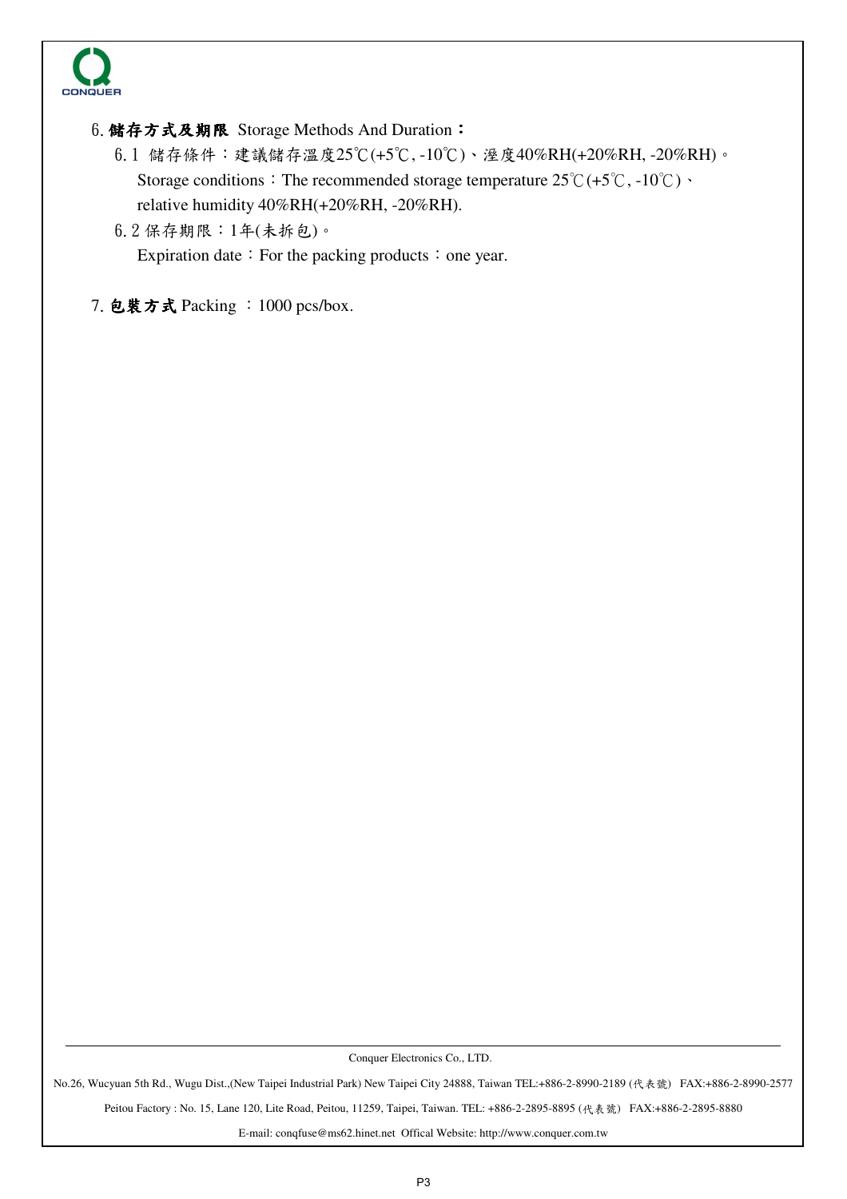6. **儲存方式及期限** Storage Methods And Duration：

6.1 儲存條件：建議儲存溫度25℃(+5℃, -10℃)、溼度40%RH(+20%RH, -20%RH)。
Storage conditions：The recommended storage temperature 25℃(+5℃, -10℃)、relative humidity 40%RH(+20%RH, -20%RH).

6.2 保存期限：1年(未拆包)。
Expiration date：For the packing products：one year.

7. **包裝方式** Packing ：1000 pcs/box.

Conquer Electronics Co., LTD.

No.26, Wucyuan 5th Rd., Wugu Dist.,(New Taipei Industrial Park) New Taipei City 24888, Taiwan TEL:+886-2-8990-2189 (代表號) FAX:+886-2-8990-2577

Peitou Factory : No. 15, Lane 120, Lite Road, Peitou, 11259, Taipei, Taiwan. TEL: +886-2-2895-8895 (代表號) FAX:+886-2-2895-8880

E-mail: conqfuse@ms62.hinet.net Offical Website: http://www.conquer.com.tw